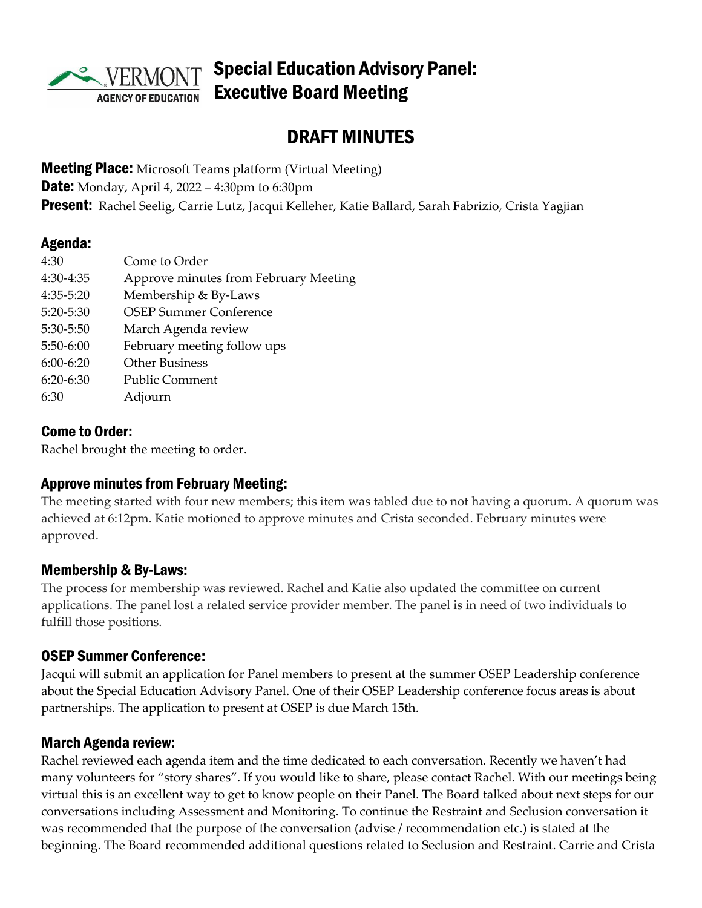# Special Education Advisory Panel: Executive Board Meeting

## DRAFT MINUTES

**Meeting Place:** Microsoft Teams platform (Virtual Meeting)
**Date:** Monday, April 4, 2022 – 4:30pm to 6:30pm
**Present:** Rachel Seelig, Carrie Lutz, Jacqui Kelleher, Katie Ballard, Sarah Fabrizio, Crista Yagjian

### Agenda:

| | |
|---|---|
| 4:30 | Come to Order |
| 4:30-4:35 | Approve minutes from February Meeting |
| 4:35-5:20 | Membership & By-Laws |
| 5:20-5:30 | OSEP Summer Conference |
| 5:30-5:50 | March Agenda review |
| 5:50-6:00 | February meeting follow ups |
| 6:00-6:20 | Other Business |
| 6:20-6:30 | Public Comment |
| 6:30 | Adjourn |

### Come to Order:

Rachel brought the meeting to order.

### Approve minutes from February Meeting:

The meeting started with four new members; this item was tabled due to not having a quorum. A quorum was achieved at 6:12pm. Katie motioned to approve minutes and Crista seconded. February minutes were approved.

### Membership & By-Laws:

The process for membership was reviewed. Rachel and Katie also updated the committee on current applications. The panel lost a related service provider member. The panel is in need of two individuals to fulfill those positions.

### OSEP Summer Conference:

Jacqui will submit an application for Panel members to present at the summer OSEP Leadership conference about the Special Education Advisory Panel. One of their OSEP Leadership conference focus areas is about partnerships. The application to present at OSEP is due March 15th.

### March Agenda review:

Rachel reviewed each agenda item and the time dedicated to each conversation. Recently we haven't had many volunteers for "story shares". If you would like to share, please contact Rachel. With our meetings being virtual this is an excellent way to get to know people on their Panel. The Board talked about next steps for our conversations including Assessment and Monitoring. To continue the Restraint and Seclusion conversation it was recommended that the purpose of the conversation (advise / recommendation etc.) is stated at the beginning. The Board recommended additional questions related to Seclusion and Restraint. Carrie and Crista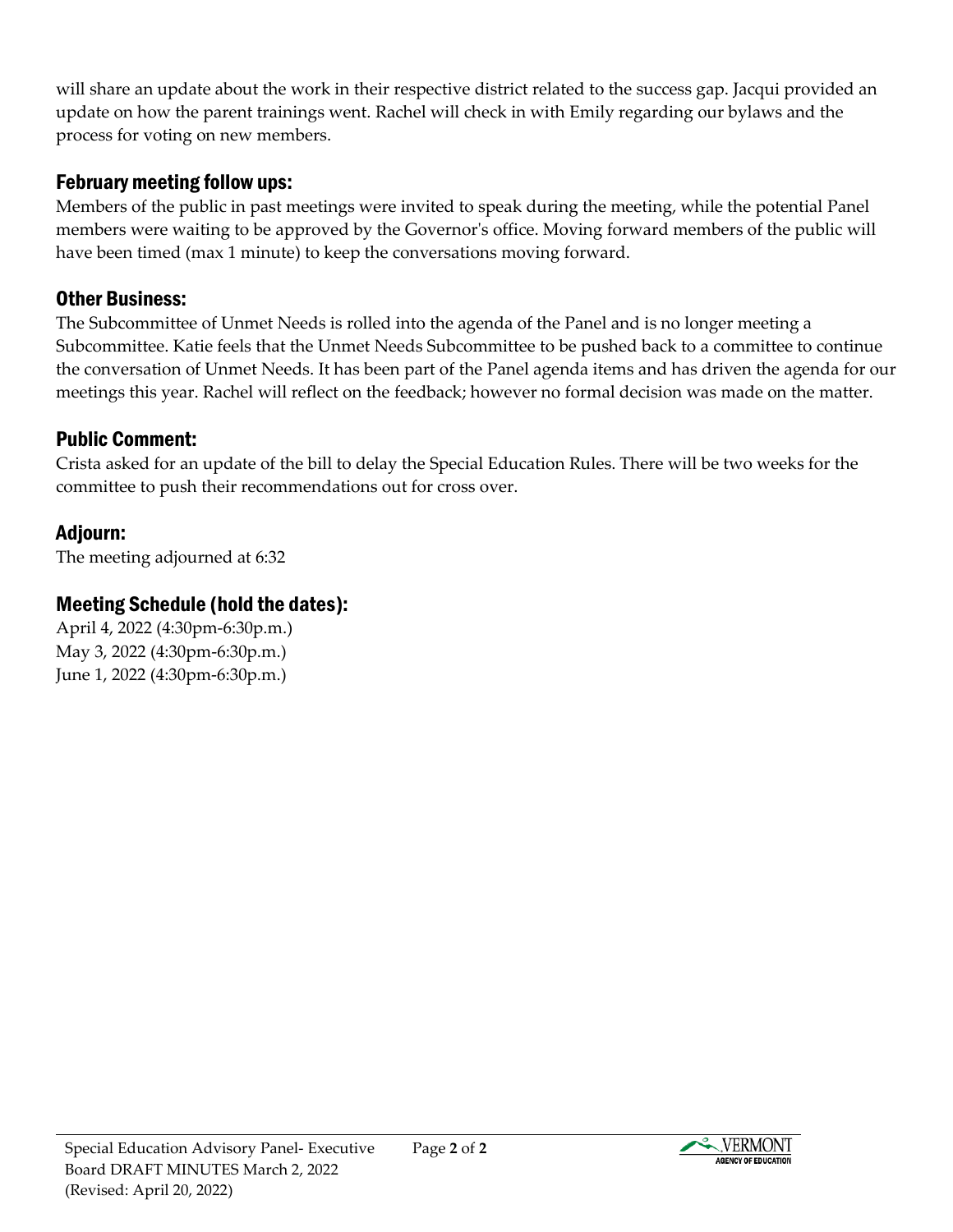will share an update about the work in their respective district related to the success gap. Jacqui provided an update on how the parent trainings went. Rachel will check in with Emily regarding our bylaws and the process for voting on new members.

## February meeting follow ups:

Members of the public in past meetings were invited to speak during the meeting, while the potential Panel members were waiting to be approved by the Governor's office. Moving forward members of the public will have been timed (max 1 minute) to keep the conversations moving forward.

## Other Business:

The Subcommittee of Unmet Needs is rolled into the agenda of the Panel and is no longer meeting a Subcommittee. Katie feels that the Unmet Needs Subcommittee to be pushed back to a committee to continue the conversation of Unmet Needs. It has been part of the Panel agenda items and has driven the agenda for our meetings this year. Rachel will reflect on the feedback; however no formal decision was made on the matter.

## Public Comment:

Crista asked for an update of the bill to delay the Special Education Rules. There will be two weeks for the committee to push their recommendations out for cross over.

## Adjourn:

The meeting adjourned at 6:32

## Meeting Schedule (hold the dates):

April 4, 2022 (4:30pm-6:30p.m.)
May 3, 2022 (4:30pm-6:30p.m.)
June 1, 2022 (4:30pm-6:30p.m.)